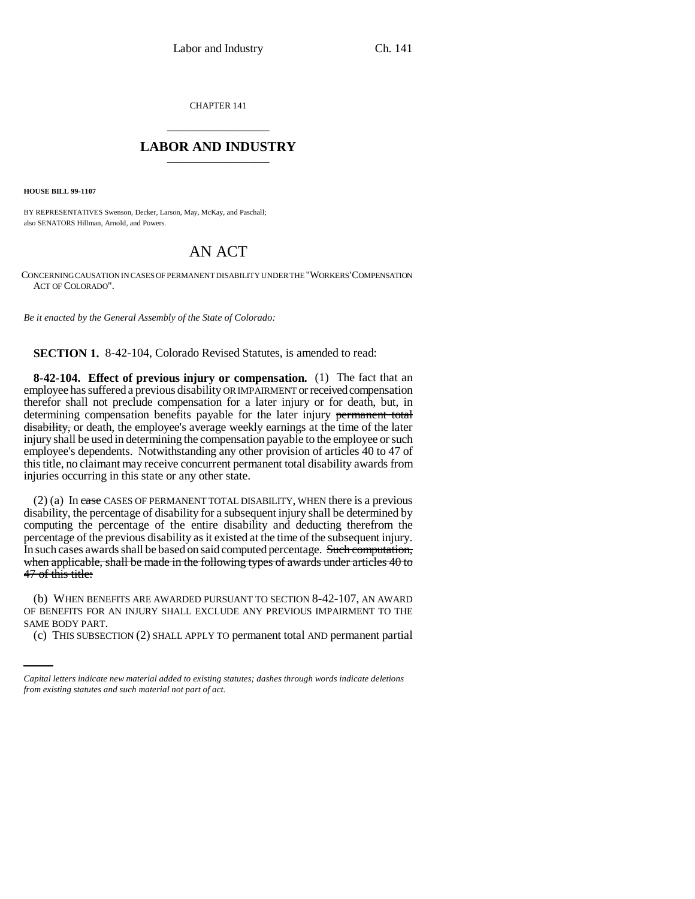CHAPTER 141

# LABOR AND INDUSTRY

**HOUSE BILL 99-1107**

BY REPRESENTATIVES Swenson, Decker, Larson, May, McKay, and Paschall;
also SENATORS Hillman, Arnold, and Powers.

## AN ACT

CONCERNING CAUSATION IN CASES OF PERMANENT DISABILITY UNDER THE "WORKERS' COMPENSATION ACT OF COLORADO".

*Be it enacted by the General Assembly of the State of Colorado:*

**SECTION 1.** 8-42-104, Colorado Revised Statutes, is amended to read:

**8-42-104. Effect of previous injury or compensation.** (1) The fact that an employee has suffered a previous disability OR IMPAIRMENT or received compensation therefor shall not preclude compensation for a later injury or for death, but, in determining compensation benefits payable for the later injury ~~permanent total disability,~~ or death, the employee's average weekly earnings at the time of the later injury shall be used in determining the compensation payable to the employee or such employee's dependents. Notwithstanding any other provision of articles 40 to 47 of this title, no claimant may receive concurrent permanent total disability awards from injuries occurring in this state or any other state.

(2) (a) In ~~case~~ CASES OF PERMANENT TOTAL DISABILITY, WHEN there is a previous disability, the percentage of disability for a subsequent injury shall be determined by computing the percentage of the entire disability and deducting therefrom the percentage of the previous disability as it existed at the time of the subsequent injury. In such cases awards shall be based on said computed percentage. ~~Such computation, when applicable, shall be made in the following types of awards under articles 40 to 47 of this title:~~

(b) WHEN BENEFITS ARE AWARDED PURSUANT TO SECTION 8-42-107, AN AWARD OF BENEFITS FOR AN INJURY SHALL EXCLUDE ANY PREVIOUS IMPAIRMENT TO THE SAME BODY PART.

(c) THIS SUBSECTION (2) SHALL APPLY TO permanent total AND permanent partial

*Capital letters indicate new material added to existing statutes; dashes through words indicate deletions from existing statutes and such material not part of act.*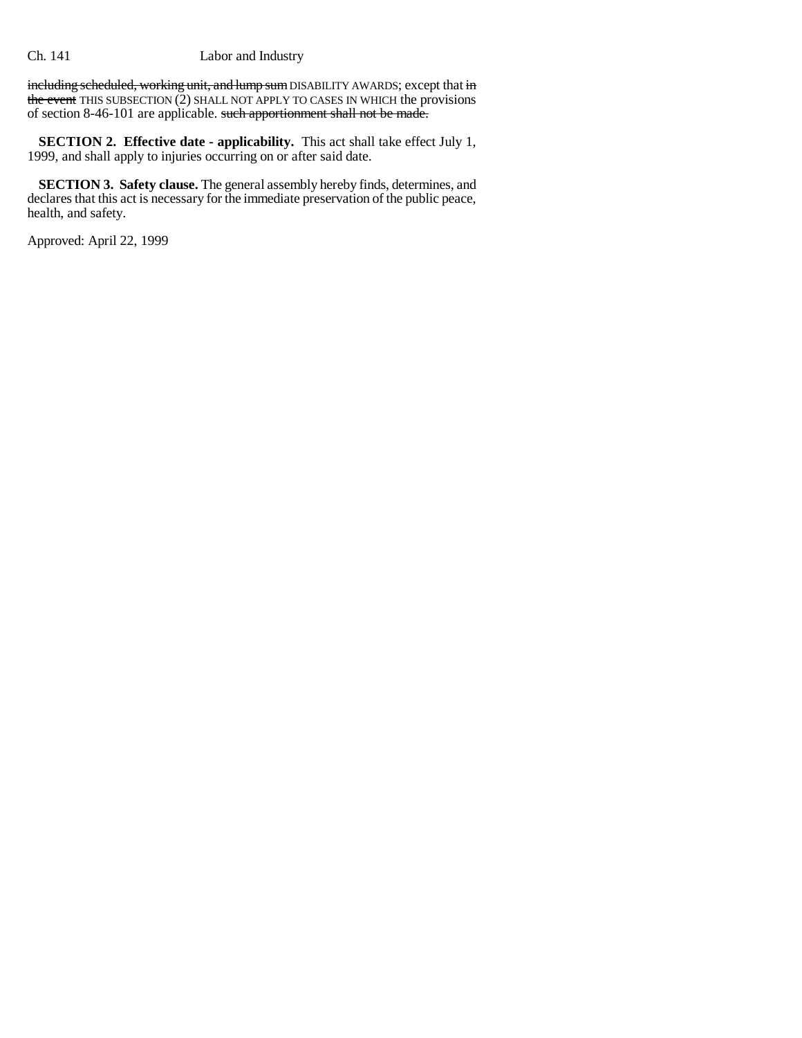~~including scheduled, working unit, and lump sum~~ DISABILITY AWARDS; except that ~~in the event~~ THIS SUBSECTION (2) SHALL NOT APPLY TO CASES IN WHICH the provisions of section 8-46-101 are applicable. ~~such apportionment shall not be made.~~

**SECTION 2. Effective date - applicability.** This act shall take effect July 1, 1999, and shall apply to injuries occurring on or after said date.

**SECTION 3. Safety clause.** The general assembly hereby finds, determines, and declares that this act is necessary for the immediate preservation of the public peace, health, and safety.

Approved: April 22, 1999